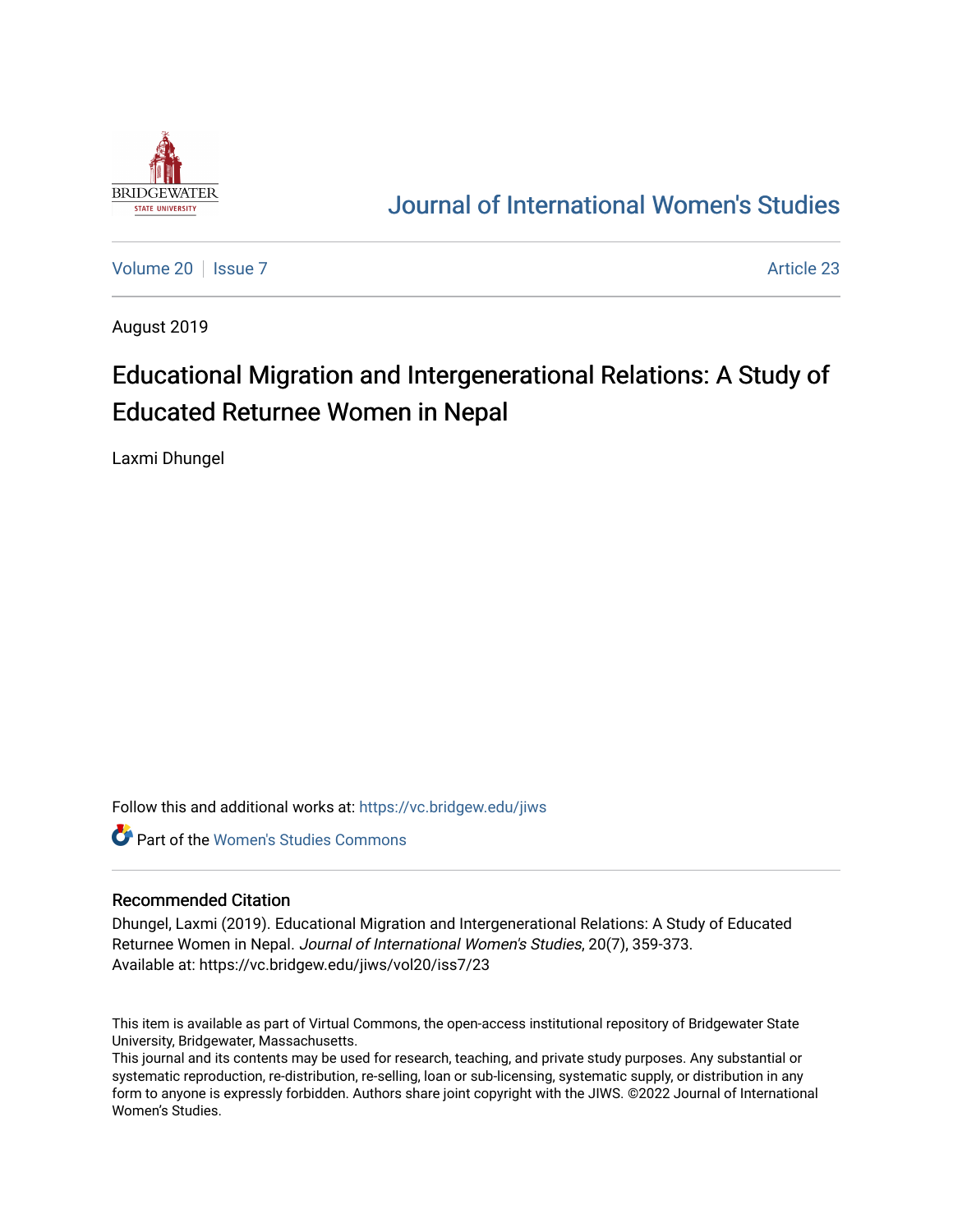# Journal of International Women's Studies

Volume 20 | Issue 7 | Article 23

August 2019

## Educational Migration and Intergenerational Relations: A Study of Educated Returnee Women in Nepal

Laxmi Dhungel

Follow this and additional works at: https://vc.bridgew.edu/jiws

Part of the Women's Studies Commons

### Recommended Citation

Dhungel, Laxmi (2019). Educational Migration and Intergenerational Relations: A Study of Educated Returnee Women in Nepal. *Journal of International Women's Studies*, 20(7), 359-373.
Available at: https://vc.bridgew.edu/jiws/vol20/iss7/23

This item is available as part of Virtual Commons, the open-access institutional repository of Bridgewater State University, Bridgewater, Massachusetts.
This journal and its contents may be used for research, teaching, and private study purposes. Any substantial or systematic reproduction, re-distribution, re-selling, loan or sub-licensing, systematic supply, or distribution in any form to anyone is expressly forbidden. Authors share joint copyright with the JIWS. ©2022 Journal of International Women's Studies.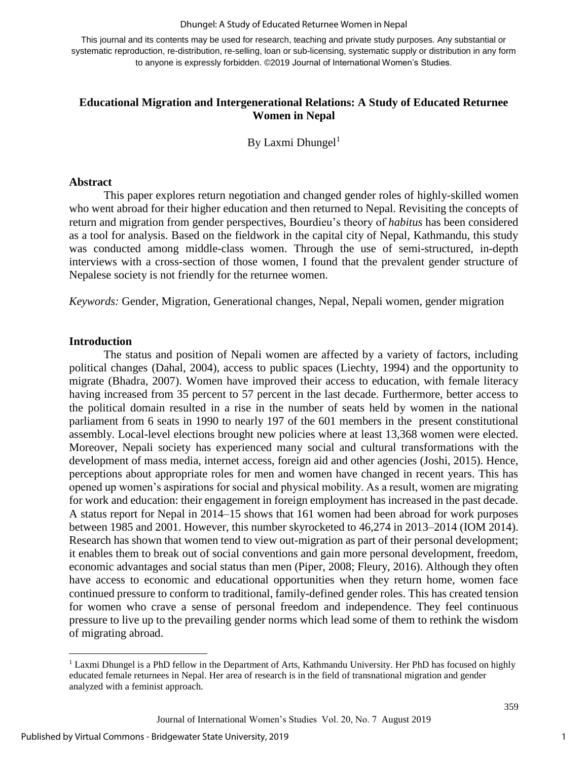This journal and its contents may be used for research, teaching and private study purposes. Any substantial or systematic reproduction, re-distribution, re-selling, loan or sub-licensing, systematic supply or distribution in any form to anyone is expressly forbidden. ©2019 Journal of International Women's Studies.

# Educational Migration and Intergenerational Relations: A Study of Educated Returnee Women in Nepal

By Laxmi Dhungel[1]

## Abstract

This paper explores return negotiation and changed gender roles of highly-skilled women who went abroad for their higher education and then returned to Nepal. Revisiting the concepts of return and migration from gender perspectives, Bourdieu's theory of *habitus* has been considered as a tool for analysis. Based on the fieldwork in the capital city of Nepal, Kathmandu, this study was conducted among middle-class women. Through the use of semi-structured, in-depth interviews with a cross-section of those women, I found that the prevalent gender structure of Nepalese society is not friendly for the returnee women.

*Keywords:* Gender, Migration, Generational changes, Nepal, Nepali women, gender migration

## Introduction

The status and position of Nepali women are affected by a variety of factors, including political changes (Dahal, 2004), access to public spaces (Liechty, 1994) and the opportunity to migrate (Bhadra, 2007). Women have improved their access to education, with female literacy having increased from 35 percent to 57 percent in the last decade. Furthermore, better access to the political domain resulted in a rise in the number of seats held by women in the national parliament from 6 seats in 1990 to nearly 197 of the 601 members in the present constitutional assembly. Local-level elections brought new policies where at least 13,368 women were elected. Moreover, Nepali society has experienced many social and cultural transformations with the development of mass media, internet access, foreign aid and other agencies (Joshi, 2015). Hence, perceptions about appropriate roles for men and women have changed in recent years. This has opened up women's aspirations for social and physical mobility. As a result, women are migrating for work and education: their engagement in foreign employment has increased in the past decade. A status report for Nepal in 2014–15 shows that 161 women had been abroad for work purposes between 1985 and 2001. However, this number skyrocketed to 46,274 in 2013–2014 (IOM 2014). Research has shown that women tend to view out-migration as part of their personal development; it enables them to break out of social conventions and gain more personal development, freedom, economic advantages and social status than men (Piper, 2008; Fleury, 2016). Although they often have access to economic and educational opportunities when they return home, women face continued pressure to conform to traditional, family-defined gender roles. This has created tension for women who crave a sense of personal freedom and independence. They feel continuous pressure to live up to the prevailing gender norms which lead some of them to rethink the wisdom of migrating abroad.

[1] Laxmi Dhungel is a PhD fellow in the Department of Arts, Kathmandu University. Her PhD has focused on highly educated female returnees in Nepal. Her area of research is in the field of transnational migration and gender analyzed with a feminist approach.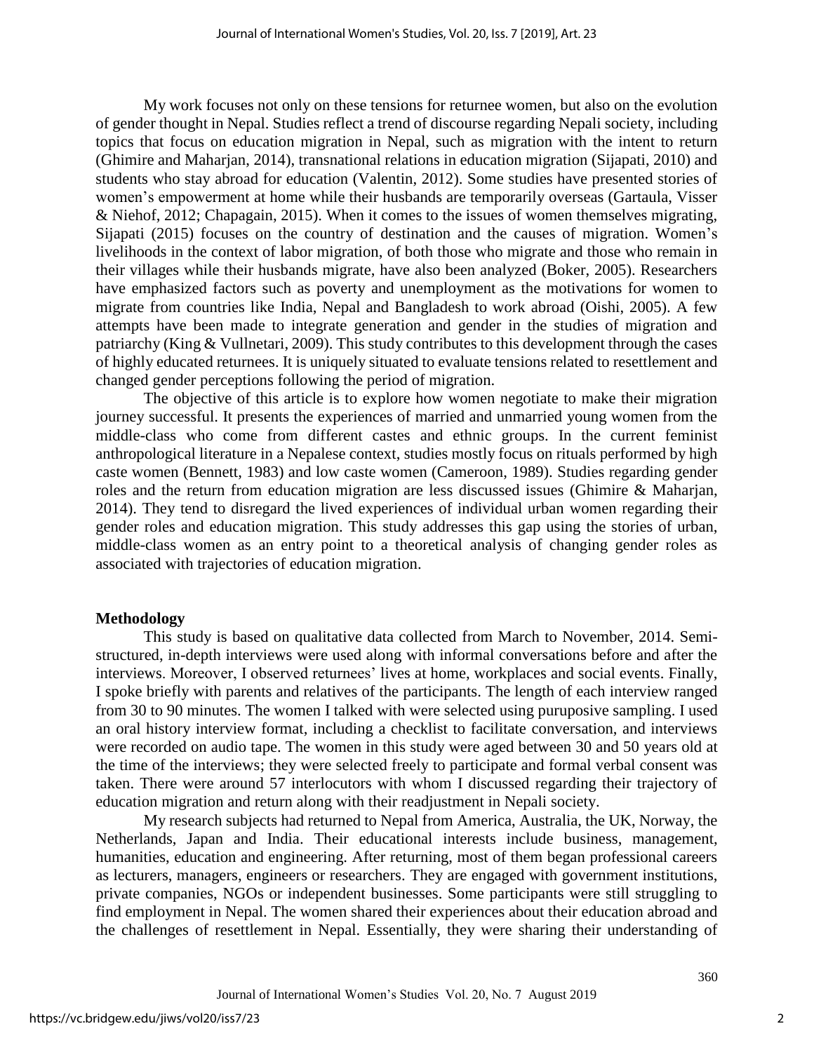My work focuses not only on these tensions for returnee women, but also on the evolution of gender thought in Nepal. Studies reflect a trend of discourse regarding Nepali society, including topics that focus on education migration in Nepal, such as migration with the intent to return (Ghimire and Maharjan, 2014), transnational relations in education migration (Sijapati, 2010) and students who stay abroad for education (Valentin, 2012). Some studies have presented stories of women's empowerment at home while their husbands are temporarily overseas (Gartaula, Visser & Niehof, 2012; Chapagain, 2015). When it comes to the issues of women themselves migrating, Sijapati (2015) focuses on the country of destination and the causes of migration. Women's livelihoods in the context of labor migration, of both those who migrate and those who remain in their villages while their husbands migrate, have also been analyzed (Boker, 2005). Researchers have emphasized factors such as poverty and unemployment as the motivations for women to migrate from countries like India, Nepal and Bangladesh to work abroad (Oishi, 2005). A few attempts have been made to integrate generation and gender in the studies of migration and patriarchy (King & Vullnetari, 2009). This study contributes to this development through the cases of highly educated returnees. It is uniquely situated to evaluate tensions related to resettlement and changed gender perceptions following the period of migration.

The objective of this article is to explore how women negotiate to make their migration journey successful. It presents the experiences of married and unmarried young women from the middle-class who come from different castes and ethnic groups. In the current feminist anthropological literature in a Nepalese context, studies mostly focus on rituals performed by high caste women (Bennett, 1983) and low caste women (Cameroon, 1989). Studies regarding gender roles and the return from education migration are less discussed issues (Ghimire & Maharjan, 2014). They tend to disregard the lived experiences of individual urban women regarding their gender roles and education migration. This study addresses this gap using the stories of urban, middle-class women as an entry point to a theoretical analysis of changing gender roles as associated with trajectories of education migration.

## Methodology

This study is based on qualitative data collected from March to November, 2014. Semi-structured, in-depth interviews were used along with informal conversations before and after the interviews. Moreover, I observed returnees' lives at home, workplaces and social events. Finally, I spoke briefly with parents and relatives of the participants. The length of each interview ranged from 30 to 90 minutes. The women I talked with were selected using puruposive sampling. I used an oral history interview format, including a checklist to facilitate conversation, and interviews were recorded on audio tape. The women in this study were aged between 30 and 50 years old at the time of the interviews; they were selected freely to participate and formal verbal consent was taken. There were around 57 interlocutors with whom I discussed regarding their trajectory of education migration and return along with their readjustment in Nepali society.

My research subjects had returned to Nepal from America, Australia, the UK, Norway, the Netherlands, Japan and India. Their educational interests include business, management, humanities, education and engineering. After returning, most of them began professional careers as lecturers, managers, engineers or researchers. They are engaged with government institutions, private companies, NGOs or independent businesses. Some participants were still struggling to find employment in Nepal. The women shared their experiences about their education abroad and the challenges of resettlement in Nepal. Essentially, they were sharing their understanding of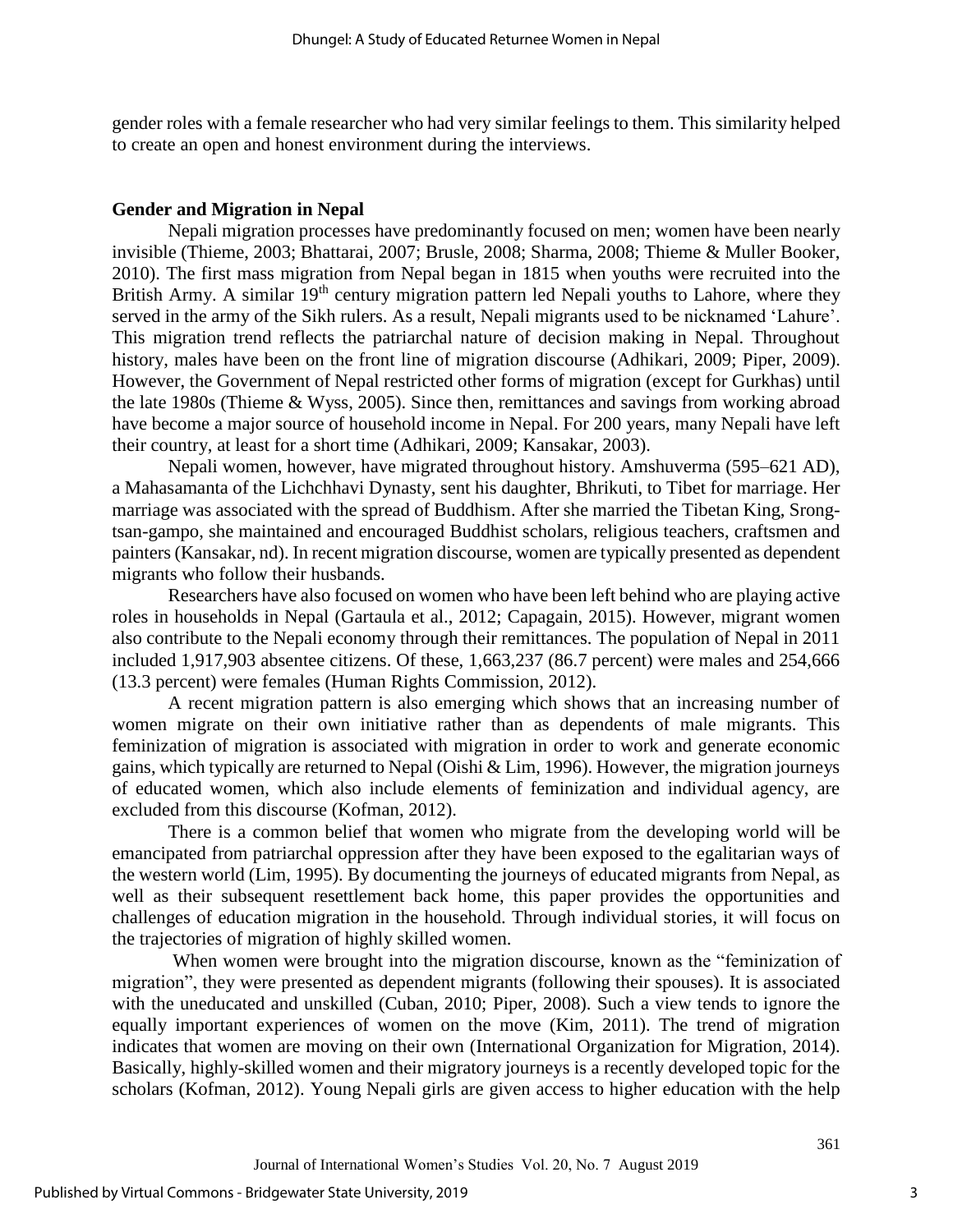gender roles with a female researcher who had very similar feelings to them. This similarity helped to create an open and honest environment during the interviews.

## Gender and Migration in Nepal

Nepali migration processes have predominantly focused on men; women have been nearly invisible (Thieme, 2003; Bhattarai, 2007; Brusle, 2008; Sharma, 2008; Thieme & Muller Booker, 2010). The first mass migration from Nepal began in 1815 when youths were recruited into the British Army. A similar 19th century migration pattern led Nepali youths to Lahore, where they served in the army of the Sikh rulers. As a result, Nepali migrants used to be nicknamed 'Lahure'. This migration trend reflects the patriarchal nature of decision making in Nepal. Throughout history, males have been on the front line of migration discourse (Adhikari, 2009; Piper, 2009). However, the Government of Nepal restricted other forms of migration (except for Gurkhas) until the late 1980s (Thieme & Wyss, 2005). Since then, remittances and savings from working abroad have become a major source of household income in Nepal. For 200 years, many Nepali have left their country, at least for a short time (Adhikari, 2009; Kansakar, 2003).

Nepali women, however, have migrated throughout history. Amshuverma (595–621 AD), a Mahasamanta of the Lichchhavi Dynasty, sent his daughter, Bhrikuti, to Tibet for marriage. Her marriage was associated with the spread of Buddhism. After she married the Tibetan King, Srong-tsan-gampo, she maintained and encouraged Buddhist scholars, religious teachers, craftsmen and painters (Kansakar, nd). In recent migration discourse, women are typically presented as dependent migrants who follow their husbands.

Researchers have also focused on women who have been left behind who are playing active roles in households in Nepal (Gartaula et al., 2012; Capagain, 2015). However, migrant women also contribute to the Nepali economy through their remittances. The population of Nepal in 2011 included 1,917,903 absentee citizens. Of these, 1,663,237 (86.7 percent) were males and 254,666 (13.3 percent) were females (Human Rights Commission, 2012).

A recent migration pattern is also emerging which shows that an increasing number of women migrate on their own initiative rather than as dependents of male migrants. This feminization of migration is associated with migration in order to work and generate economic gains, which typically are returned to Nepal (Oishi & Lim, 1996). However, the migration journeys of educated women, which also include elements of feminization and individual agency, are excluded from this discourse (Kofman, 2012).

There is a common belief that women who migrate from the developing world will be emancipated from patriarchal oppression after they have been exposed to the egalitarian ways of the western world (Lim, 1995). By documenting the journeys of educated migrants from Nepal, as well as their subsequent resettlement back home, this paper provides the opportunities and challenges of education migration in the household. Through individual stories, it will focus on the trajectories of migration of highly skilled women.

When women were brought into the migration discourse, known as the "feminization of migration", they were presented as dependent migrants (following their spouses). It is associated with the uneducated and unskilled (Cuban, 2010; Piper, 2008). Such a view tends to ignore the equally important experiences of women on the move (Kim, 2011). The trend of migration indicates that women are moving on their own (International Organization for Migration, 2014). Basically, highly-skilled women and their migratory journeys is a recently developed topic for the scholars (Kofman, 2012). Young Nepali girls are given access to higher education with the help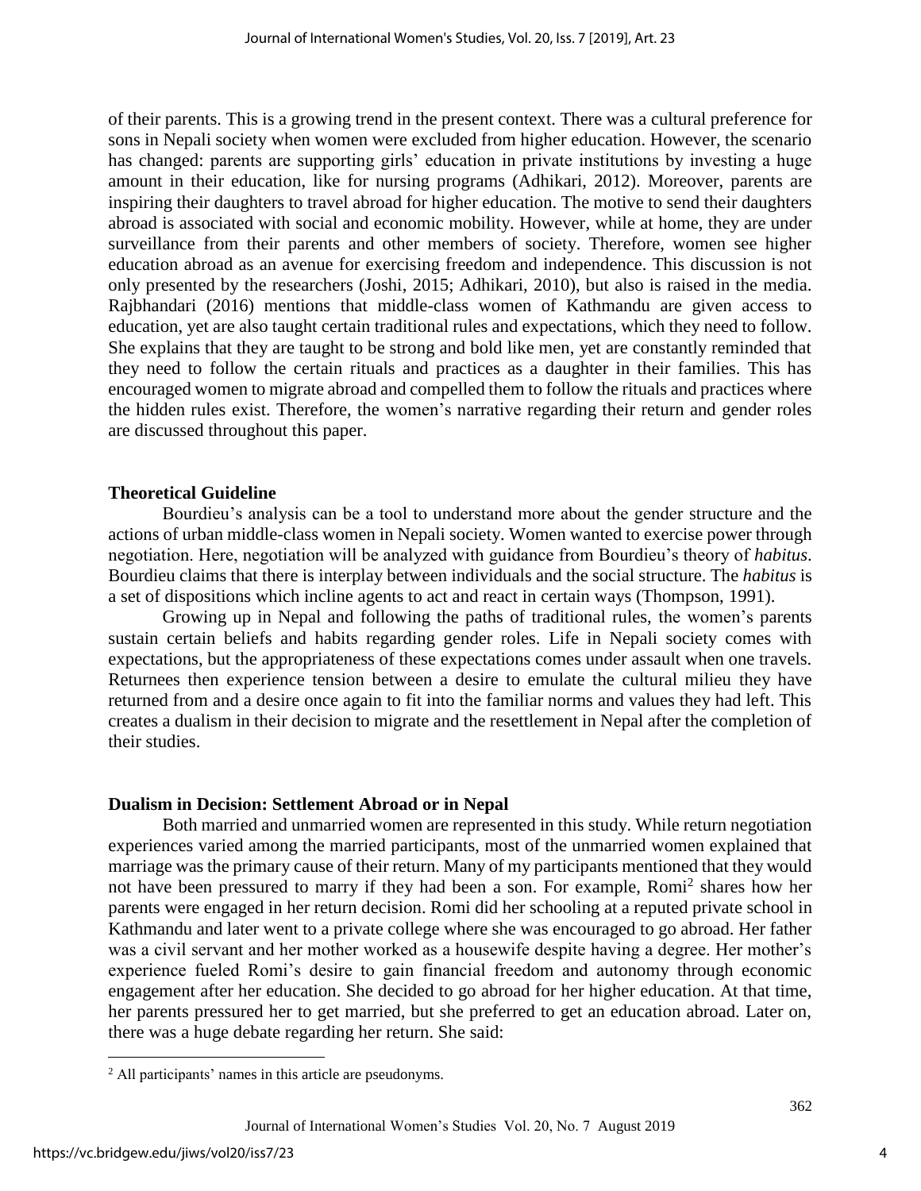of their parents. This is a growing trend in the present context. There was a cultural preference for sons in Nepali society when women were excluded from higher education. However, the scenario has changed: parents are supporting girls' education in private institutions by investing a huge amount in their education, like for nursing programs (Adhikari, 2012). Moreover, parents are inspiring their daughters to travel abroad for higher education. The motive to send their daughters abroad is associated with social and economic mobility. However, while at home, they are under surveillance from their parents and other members of society. Therefore, women see higher education abroad as an avenue for exercising freedom and independence. This discussion is not only presented by the researchers (Joshi, 2015; Adhikari, 2010), but also is raised in the media. Rajbhandari (2016) mentions that middle-class women of Kathmandu are given access to education, yet are also taught certain traditional rules and expectations, which they need to follow. She explains that they are taught to be strong and bold like men, yet are constantly reminded that they need to follow the certain rituals and practices as a daughter in their families. This has encouraged women to migrate abroad and compelled them to follow the rituals and practices where the hidden rules exist. Therefore, the women's narrative regarding their return and gender roles are discussed throughout this paper.

## Theoretical Guideline

Bourdieu's analysis can be a tool to understand more about the gender structure and the actions of urban middle-class women in Nepali society. Women wanted to exercise power through negotiation. Here, negotiation will be analyzed with guidance from Bourdieu's theory of *habitus*. Bourdieu claims that there is interplay between individuals and the social structure. The *habitus* is a set of dispositions which incline agents to act and react in certain ways (Thompson, 1991).

Growing up in Nepal and following the paths of traditional rules, the women's parents sustain certain beliefs and habits regarding gender roles. Life in Nepali society comes with expectations, but the appropriateness of these expectations comes under assault when one travels. Returnees then experience tension between a desire to emulate the cultural milieu they have returned from and a desire once again to fit into the familiar norms and values they had left. This creates a dualism in their decision to migrate and the resettlement in Nepal after the completion of their studies.

## Dualism in Decision: Settlement Abroad or in Nepal

Both married and unmarried women are represented in this study. While return negotiation experiences varied among the married participants, most of the unmarried women explained that marriage was the primary cause of their return. Many of my participants mentioned that they would not have been pressured to marry if they had been a son. For example, Romi[2] shares how her parents were engaged in her return decision. Romi did her schooling at a reputed private school in Kathmandu and later went to a private college where she was encouraged to go abroad. Her father was a civil servant and her mother worked as a housewife despite having a degree. Her mother's experience fueled Romi's desire to gain financial freedom and autonomy through economic engagement after her education. She decided to go abroad for her higher education. At that time, her parents pressured her to get married, but she preferred to get an education abroad. Later on, there was a huge debate regarding her return. She said:

[2] All participants' names in this article are pseudonyms.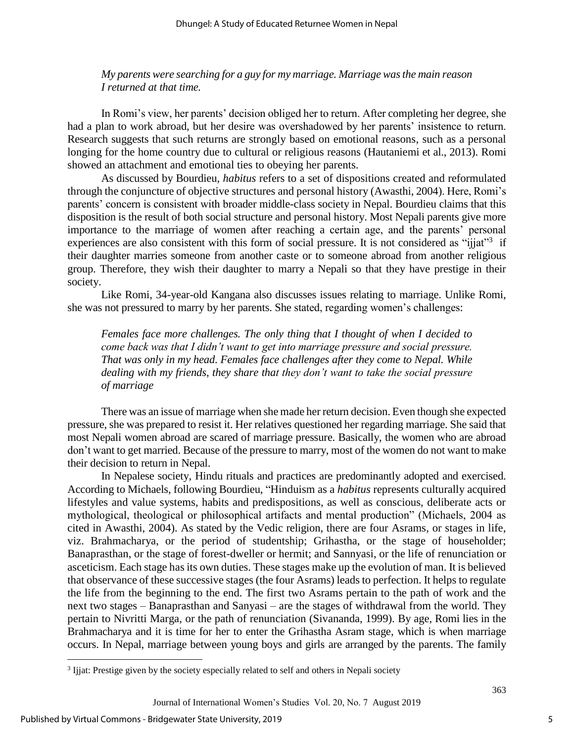*My parents were searching for a guy for my marriage. Marriage was the main reason I returned at that time.*

In Romi's view, her parents' decision obliged her to return. After completing her degree, she had a plan to work abroad, but her desire was overshadowed by her parents' insistence to return. Research suggests that such returns are strongly based on emotional reasons, such as a personal longing for the home country due to cultural or religious reasons (Hautaniemi et al., 2013). Romi showed an attachment and emotional ties to obeying her parents.

As discussed by Bourdieu, *habitus* refers to a set of dispositions created and reformulated through the conjuncture of objective structures and personal history (Awasthi, 2004). Here, Romi's parents' concern is consistent with broader middle-class society in Nepal. Bourdieu claims that this disposition is the result of both social structure and personal history. Most Nepali parents give more importance to the marriage of women after reaching a certain age, and the parents' personal experiences are also consistent with this form of social pressure. It is not considered as "ijjat"[3] if their daughter marries someone from another caste or to someone abroad from another religious group. Therefore, they wish their daughter to marry a Nepali so that they have prestige in their society.

Like Romi, 34-year-old Kangana also discusses issues relating to marriage. Unlike Romi, she was not pressured to marry by her parents. She stated, regarding women's challenges:

*Females face more challenges. The only thing that I thought of when I decided to come back was that I didn't want to get into marriage pressure and social pressure. That was only in my head. Females face challenges after they come to Nepal. While dealing with my friends, they share that they don't want to take the social pressure of marriage*

There was an issue of marriage when she made her return decision. Even though she expected pressure, she was prepared to resist it. Her relatives questioned her regarding marriage. She said that most Nepali women abroad are scared of marriage pressure. Basically, the women who are abroad don't want to get married. Because of the pressure to marry, most of the women do not want to make their decision to return in Nepal.

In Nepalese society, Hindu rituals and practices are predominantly adopted and exercised. According to Michaels, following Bourdieu, "Hinduism as a *habitus* represents culturally acquired lifestyles and value systems, habits and predispositions, as well as conscious, deliberate acts or mythological, theological or philosophical artifacts and mental production" (Michaels, 2004 as cited in Awasthi, 2004). As stated by the Vedic religion, there are four Asrams, or stages in life, viz. Brahmacharya, or the period of studentship; Grihastha, or the stage of householder; Banaprasthan, or the stage of forest-dweller or hermit; and Sannyasi, or the life of renunciation or asceticism. Each stage has its own duties. These stages make up the evolution of man. It is believed that observance of these successive stages (the four Asrams) leads to perfection. It helps to regulate the life from the beginning to the end. The first two Asrams pertain to the path of work and the next two stages – Banaprasthan and Sanyasi – are the stages of withdrawal from the world. They pertain to Nivritti Marga, or the path of renunciation (Sivananda, 1999). By age, Romi lies in the Brahmacharya and it is time for her to enter the Grihastha Asram stage, which is when marriage occurs. In Nepal, marriage between young boys and girls are arranged by the parents. The family

[3] Ijjat: Prestige given by the society especially related to self and others in Nepali society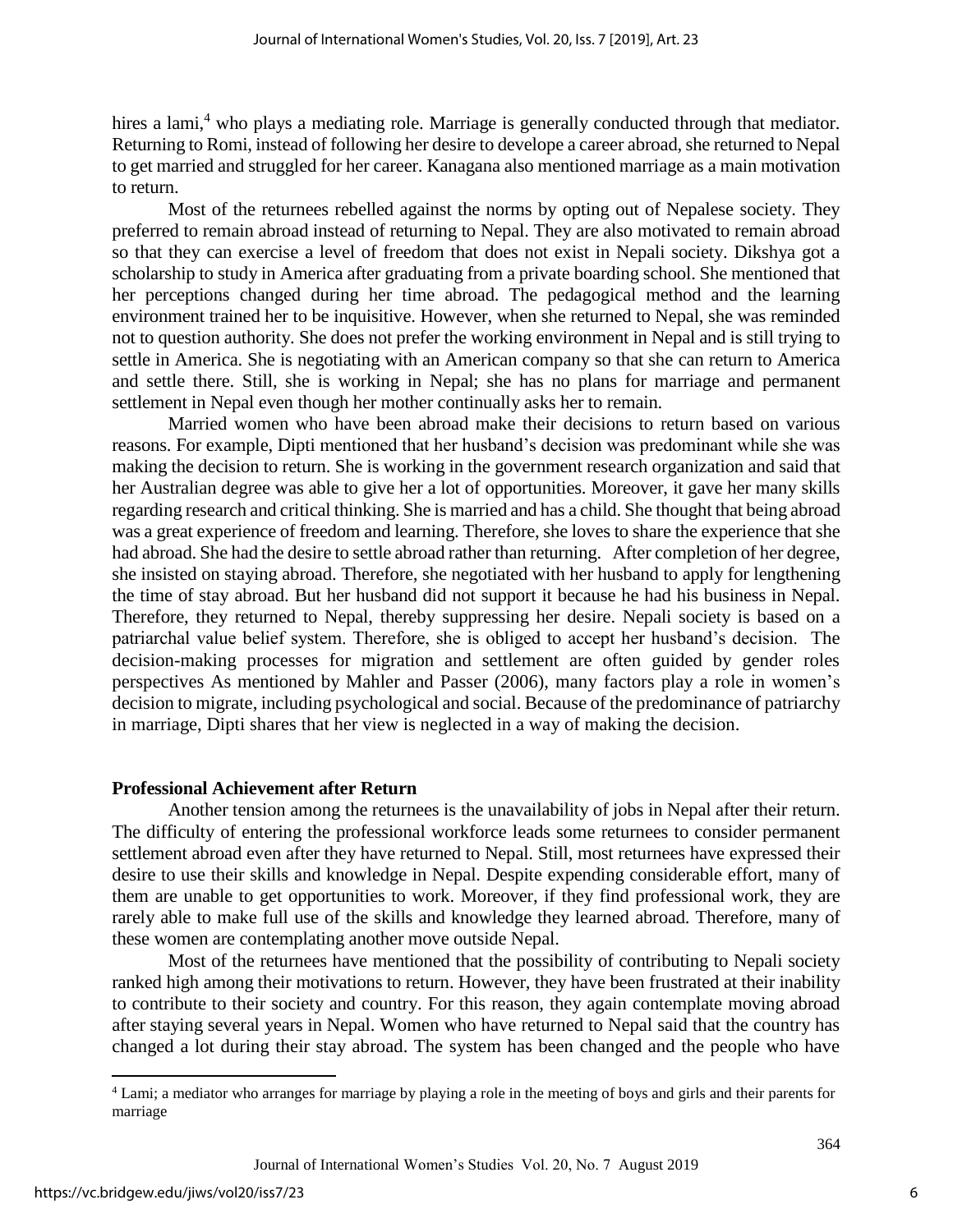hires a lami,[4] who plays a mediating role. Marriage is generally conducted through that mediator. Returning to Romi, instead of following her desire to develope a career abroad, she returned to Nepal to get married and struggled for her career. Kanagana also mentioned marriage as a main motivation to return.

Most of the returnees rebelled against the norms by opting out of Nepalese society. They preferred to remain abroad instead of returning to Nepal. They are also motivated to remain abroad so that they can exercise a level of freedom that does not exist in Nepali society. Dikshya got a scholarship to study in America after graduating from a private boarding school. She mentioned that her perceptions changed during her time abroad. The pedagogical method and the learning environment trained her to be inquisitive. However, when she returned to Nepal, she was reminded not to question authority. She does not prefer the working environment in Nepal and is still trying to settle in America. She is negotiating with an American company so that she can return to America and settle there. Still, she is working in Nepal; she has no plans for marriage and permanent settlement in Nepal even though her mother continually asks her to remain.

Married women who have been abroad make their decisions to return based on various reasons. For example, Dipti mentioned that her husband's decision was predominant while she was making the decision to return. She is working in the government research organization and said that her Australian degree was able to give her a lot of opportunities. Moreover, it gave her many skills regarding research and critical thinking. She is married and has a child. She thought that being abroad was a great experience of freedom and learning. Therefore, she loves to share the experience that she had abroad. She had the desire to settle abroad rather than returning. After completion of her degree, she insisted on staying abroad. Therefore, she negotiated with her husband to apply for lengthening the time of stay abroad. But her husband did not support it because he had his business in Nepal. Therefore, they returned to Nepal, thereby suppressing her desire. Nepali society is based on a patriarchal value belief system. Therefore, she is obliged to accept her husband's decision. The decision-making processes for migration and settlement are often guided by gender roles perspectives As mentioned by Mahler and Passer (2006), many factors play a role in women's decision to migrate, including psychological and social. Because of the predominance of patriarchy in marriage, Dipti shares that her view is neglected in a way of making the decision.

## Professional Achievement after Return

Another tension among the returnees is the unavailability of jobs in Nepal after their return. The difficulty of entering the professional workforce leads some returnees to consider permanent settlement abroad even after they have returned to Nepal. Still, most returnees have expressed their desire to use their skills and knowledge in Nepal. Despite expending considerable effort, many of them are unable to get opportunities to work. Moreover, if they find professional work, they are rarely able to make full use of the skills and knowledge they learned abroad. Therefore, many of these women are contemplating another move outside Nepal.

Most of the returnees have mentioned that the possibility of contributing to Nepali society ranked high among their motivations to return. However, they have been frustrated at their inability to contribute to their society and country. For this reason, they again contemplate moving abroad after staying several years in Nepal. Women who have returned to Nepal said that the country has changed a lot during their stay abroad. The system has been changed and the people who have

[4] Lami; a mediator who arranges for marriage by playing a role in the meeting of boys and girls and their parents for marriage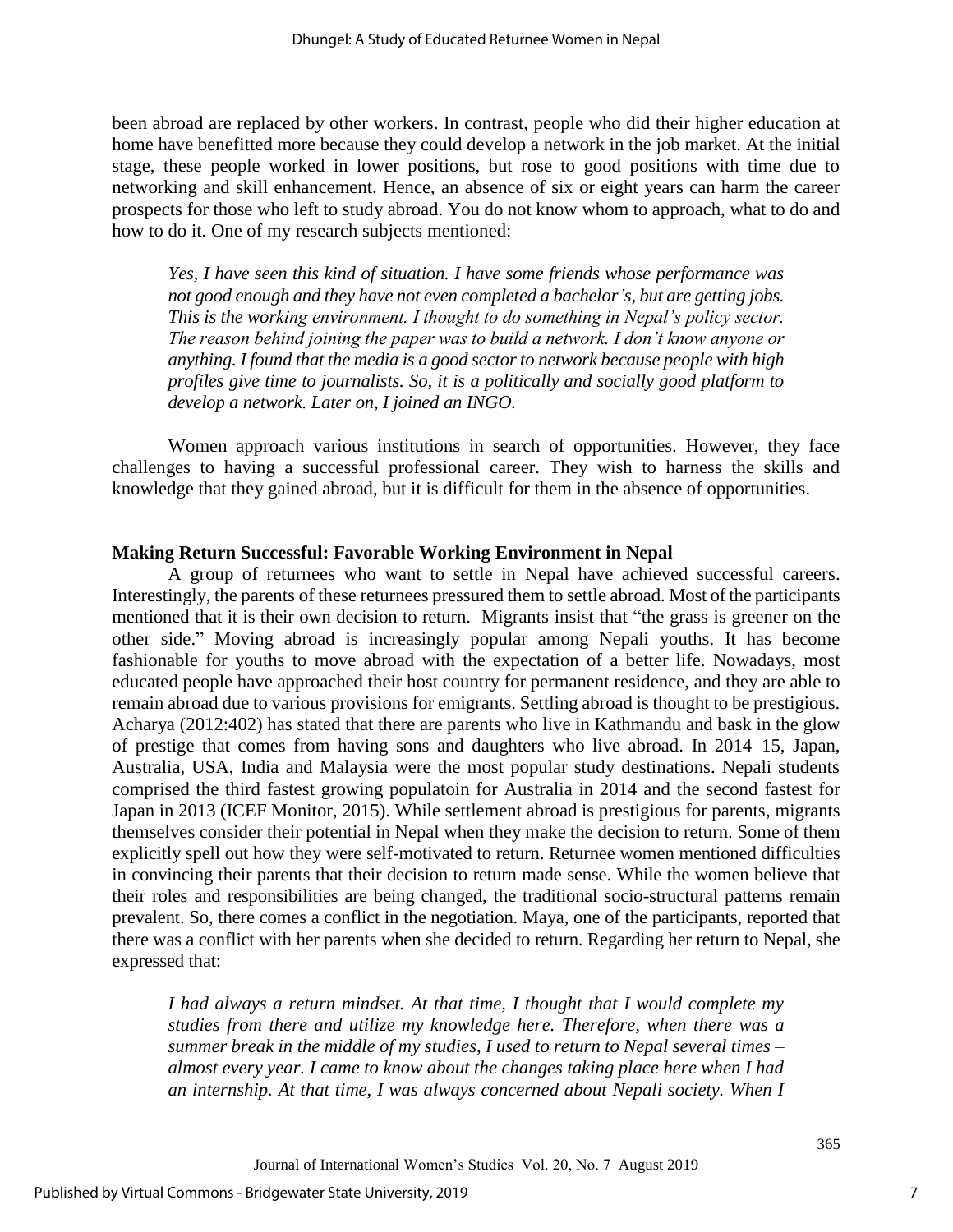been abroad are replaced by other workers. In contrast, people who did their higher education at home have benefitted more because they could develop a network in the job market. At the initial stage, these people worked in lower positions, but rose to good positions with time due to networking and skill enhancement. Hence, an absence of six or eight years can harm the career prospects for those who left to study abroad. You do not know whom to approach, what to do and how to do it. One of my research subjects mentioned:

> *Yes, I have seen this kind of situation. I have some friends whose performance was not good enough and they have not even completed a bachelor's, but are getting jobs. This is the working environment. I thought to do something in Nepal's policy sector. The reason behind joining the paper was to build a network. I don't know anyone or anything. I found that the media is a good sector to network because people with high profiles give time to journalists. So, it is a politically and socially good platform to develop a network. Later on, I joined an INGO.*

Women approach various institutions in search of opportunities. However, they face challenges to having a successful professional career. They wish to harness the skills and knowledge that they gained abroad, but it is difficult for them in the absence of opportunities.

**Making Return Successful: Favorable Working Environment in Nepal**

A group of returnees who want to settle in Nepal have achieved successful careers. Interestingly, the parents of these returnees pressured them to settle abroad. Most of the participants mentioned that it is their own decision to return. Migrants insist that "the grass is greener on the other side." Moving abroad is increasingly popular among Nepali youths. It has become fashionable for youths to move abroad with the expectation of a better life. Nowadays, most educated people have approached their host country for permanent residence, and they are able to remain abroad due to various provisions for emigrants. Settling abroad is thought to be prestigious. Acharya (2012:402) has stated that there are parents who live in Kathmandu and bask in the glow of prestige that comes from having sons and daughters who live abroad. In 2014–15, Japan, Australia, USA, India and Malaysia were the most popular study destinations. Nepali students comprised the third fastest growing populatoin for Australia in 2014 and the second fastest for Japan in 2013 (ICEF Monitor, 2015). While settlement abroad is prestigious for parents, migrants themselves consider their potential in Nepal when they make the decision to return. Some of them explicitly spell out how they were self-motivated to return. Returnee women mentioned difficulties in convincing their parents that their decision to return made sense. While the women believe that their roles and responsibilities are being changed, the traditional socio-structural patterns remain prevalent. So, there comes a conflict in the negotiation. Maya, one of the participants, reported that there was a conflict with her parents when she decided to return. Regarding her return to Nepal, she expressed that:

> *I had always a return mindset. At that time, I thought that I would complete my studies from there and utilize my knowledge here. Therefore, when there was a summer break in the middle of my studies, I used to return to Nepal several times – almost every year. I came to know about the changes taking place here when I had an internship. At that time, I was always concerned about Nepali society. When I*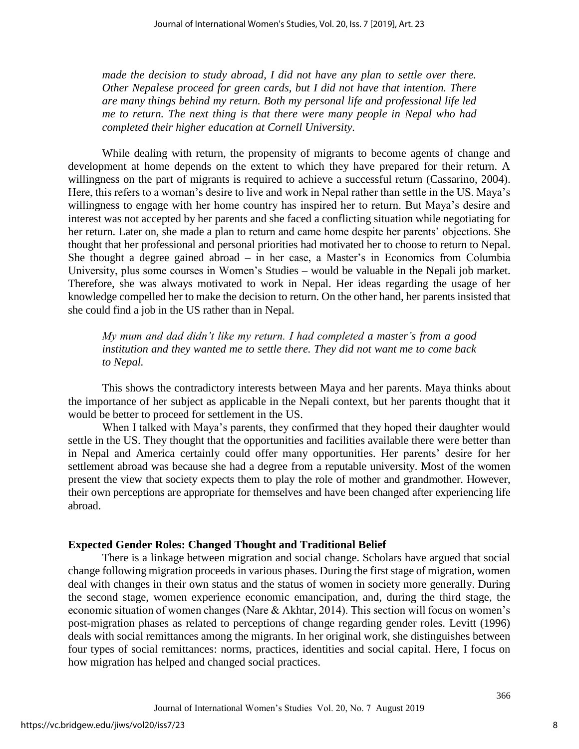*made the decision to study abroad, I did not have any plan to settle over there. Other Nepalese proceed for green cards, but I did not have that intention. There are many things behind my return. Both my personal life and professional life led me to return. The next thing is that there were many people in Nepal who had completed their higher education at Cornell University.*

While dealing with return, the propensity of migrants to become agents of change and development at home depends on the extent to which they have prepared for their return. A willingness on the part of migrants is required to achieve a successful return (Cassarino, 2004). Here, this refers to a woman's desire to live and work in Nepal rather than settle in the US. Maya's willingness to engage with her home country has inspired her to return. But Maya's desire and interest was not accepted by her parents and she faced a conflicting situation while negotiating for her return. Later on, she made a plan to return and came home despite her parents' objections. She thought that her professional and personal priorities had motivated her to choose to return to Nepal. She thought a degree gained abroad – in her case, a Master's in Economics from Columbia University, plus some courses in Women's Studies – would be valuable in the Nepali job market. Therefore, she was always motivated to work in Nepal. Her ideas regarding the usage of her knowledge compelled her to make the decision to return. On the other hand, her parents insisted that she could find a job in the US rather than in Nepal.

*My mum and dad didn't like my return. I had completed a master's from a good institution and they wanted me to settle there. They did not want me to come back to Nepal.*

This shows the contradictory interests between Maya and her parents. Maya thinks about the importance of her subject as applicable in the Nepali context, but her parents thought that it would be better to proceed for settlement in the US.

When I talked with Maya's parents, they confirmed that they hoped their daughter would settle in the US. They thought that the opportunities and facilities available there were better than in Nepal and America certainly could offer many opportunities. Her parents' desire for her settlement abroad was because she had a degree from a reputable university. Most of the women present the view that society expects them to play the role of mother and grandmother. However, their own perceptions are appropriate for themselves and have been changed after experiencing life abroad.

## Expected Gender Roles: Changed Thought and Traditional Belief

There is a linkage between migration and social change. Scholars have argued that social change following migration proceeds in various phases. During the first stage of migration, women deal with changes in their own status and the status of women in society more generally. During the second stage, women experience economic emancipation, and, during the third stage, the economic situation of women changes (Nare & Akhtar, 2014). This section will focus on women's post-migration phases as related to perceptions of change regarding gender roles. Levitt (1996) deals with social remittances among the migrants. In her original work, she distinguishes between four types of social remittances: norms, practices, identities and social capital. Here, I focus on how migration has helped and changed social practices.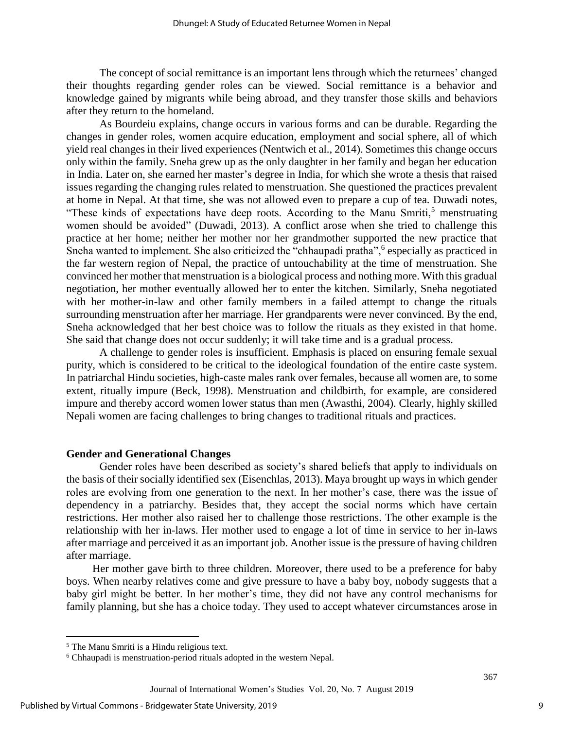The concept of social remittance is an important lens through which the returnees' changed their thoughts regarding gender roles can be viewed. Social remittance is a behavior and knowledge gained by migrants while being abroad, and they transfer those skills and behaviors after they return to the homeland.

As Bourdeiu explains, change occurs in various forms and can be durable. Regarding the changes in gender roles, women acquire education, employment and social sphere, all of which yield real changes in their lived experiences (Nentwich et al., 2014). Sometimes this change occurs only within the family. Sneha grew up as the only daughter in her family and began her education in India. Later on, she earned her master's degree in India, for which she wrote a thesis that raised issues regarding the changing rules related to menstruation. She questioned the practices prevalent at home in Nepal. At that time, she was not allowed even to prepare a cup of tea. Duwadi notes, "These kinds of expectations have deep roots. According to the Manu Smriti,[5] menstruating women should be avoided" (Duwadi, 2013). A conflict arose when she tried to challenge this practice at her home; neither her mother nor her grandmother supported the new practice that Sneha wanted to implement. She also criticized the "chhaupadi pratha",[6] especially as practiced in the far western region of Nepal, the practice of untouchability at the time of menstruation. She convinced her mother that menstruation is a biological process and nothing more. With this gradual negotiation, her mother eventually allowed her to enter the kitchen. Similarly, Sneha negotiated with her mother-in-law and other family members in a failed attempt to change the rituals surrounding menstruation after her marriage. Her grandparents were never convinced. By the end, Sneha acknowledged that her best choice was to follow the rituals as they existed in that home. She said that change does not occur suddenly; it will take time and is a gradual process.

A challenge to gender roles is insufficient. Emphasis is placed on ensuring female sexual purity, which is considered to be critical to the ideological foundation of the entire caste system. In patriarchal Hindu societies, high-caste males rank over females, because all women are, to some extent, ritually impure (Beck, 1998). Menstruation and childbirth, for example, are considered impure and thereby accord women lower status than men (Awasthi, 2004). Clearly, highly skilled Nepali women are facing challenges to bring changes to traditional rituals and practices.

**Gender and Generational Changes**

Gender roles have been described as society's shared beliefs that apply to individuals on the basis of their socially identified sex (Eisenchlas, 2013). Maya brought up ways in which gender roles are evolving from one generation to the next. In her mother's case, there was the issue of dependency in a patriarchy. Besides that, they accept the social norms which have certain restrictions. Her mother also raised her to challenge those restrictions. The other example is the relationship with her in-laws. Her mother used to engage a lot of time in service to her in-laws after marriage and perceived it as an important job. Another issue is the pressure of having children after marriage.

Her mother gave birth to three children. Moreover, there used to be a preference for baby boys. When nearby relatives come and give pressure to have a baby boy, nobody suggests that a baby girl might be better. In her mother's time, they did not have any control mechanisms for family planning, but she has a choice today. They used to accept whatever circumstances arose in

---

[5] The Manu Smriti is a Hindu religious text.

[6] Chhaupadi is menstruation-period rituals adopted in the western Nepal.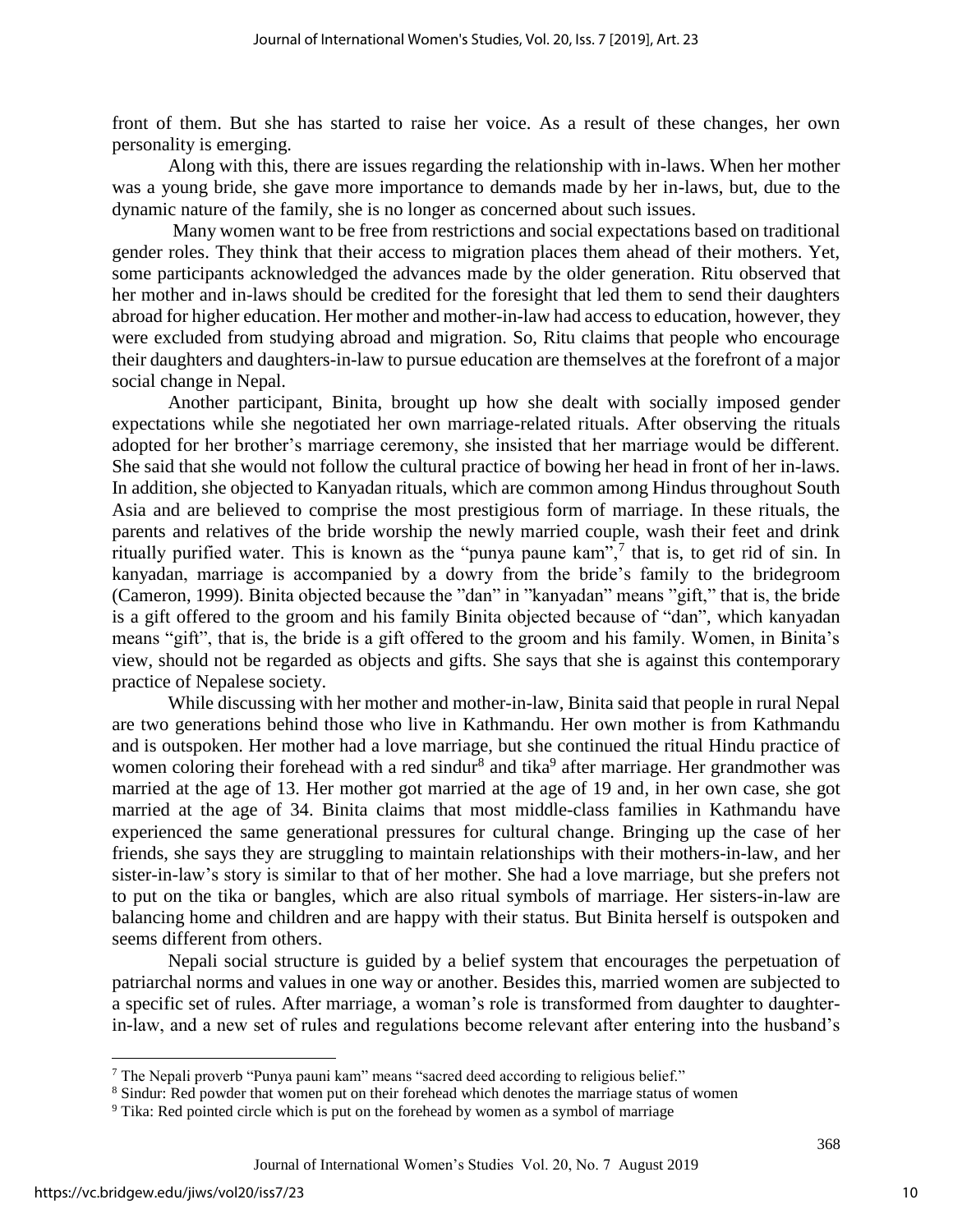front of them. But she has started to raise her voice. As a result of these changes, her own personality is emerging.

Along with this, there are issues regarding the relationship with in-laws. When her mother was a young bride, she gave more importance to demands made by her in-laws, but, due to the dynamic nature of the family, she is no longer as concerned about such issues.

Many women want to be free from restrictions and social expectations based on traditional gender roles. They think that their access to migration places them ahead of their mothers. Yet, some participants acknowledged the advances made by the older generation. Ritu observed that her mother and in-laws should be credited for the foresight that led them to send their daughters abroad for higher education. Her mother and mother-in-law had access to education, however, they were excluded from studying abroad and migration. So, Ritu claims that people who encourage their daughters and daughters-in-law to pursue education are themselves at the forefront of a major social change in Nepal.

Another participant, Binita, brought up how she dealt with socially imposed gender expectations while she negotiated her own marriage-related rituals. After observing the rituals adopted for her brother's marriage ceremony, she insisted that her marriage would be different. She said that she would not follow the cultural practice of bowing her head in front of her in-laws. In addition, she objected to Kanyadan rituals, which are common among Hindus throughout South Asia and are believed to comprise the most prestigious form of marriage. In these rituals, the parents and relatives of the bride worship the newly married couple, wash their feet and drink ritually purified water. This is known as the "punya paune kam",[7] that is, to get rid of sin. In kanyadan, marriage is accompanied by a dowry from the bride's family to the bridegroom (Cameron, 1999). Binita objected because the "dan" in "kanyadan" means "gift," that is, the bride is a gift offered to the groom and his family Binita objected because of "dan", which kanyadan means "gift", that is, the bride is a gift offered to the groom and his family. Women, in Binita's view, should not be regarded as objects and gifts. She says that she is against this contemporary practice of Nepalese society.

While discussing with her mother and mother-in-law, Binita said that people in rural Nepal are two generations behind those who live in Kathmandu. Her own mother is from Kathmandu and is outspoken. Her mother had a love marriage, but she continued the ritual Hindu practice of women coloring their forehead with a red sindur[8] and tika[9] after marriage. Her grandmother was married at the age of 13. Her mother got married at the age of 19 and, in her own case, she got married at the age of 34. Binita claims that most middle-class families in Kathmandu have experienced the same generational pressures for cultural change. Bringing up the case of her friends, she says they are struggling to maintain relationships with their mothers-in-law, and her sister-in-law's story is similar to that of her mother. She had a love marriage, but she prefers not to put on the tika or bangles, which are also ritual symbols of marriage. Her sisters-in-law are balancing home and children and are happy with their status. But Binita herself is outspoken and seems different from others.

Nepali social structure is guided by a belief system that encourages the perpetuation of patriarchal norms and values in one way or another. Besides this, married women are subjected to a specific set of rules. After marriage, a woman's role is transformed from daughter to daughter-in-law, and a new set of rules and regulations become relevant after entering into the husband's

---

[7] The Nepali proverb "Punya pauni kam" means "sacred deed according to religious belief."

[8] Sindur: Red powder that women put on their forehead which denotes the marriage status of women

[9] Tika: Red pointed circle which is put on the forehead by women as a symbol of marriage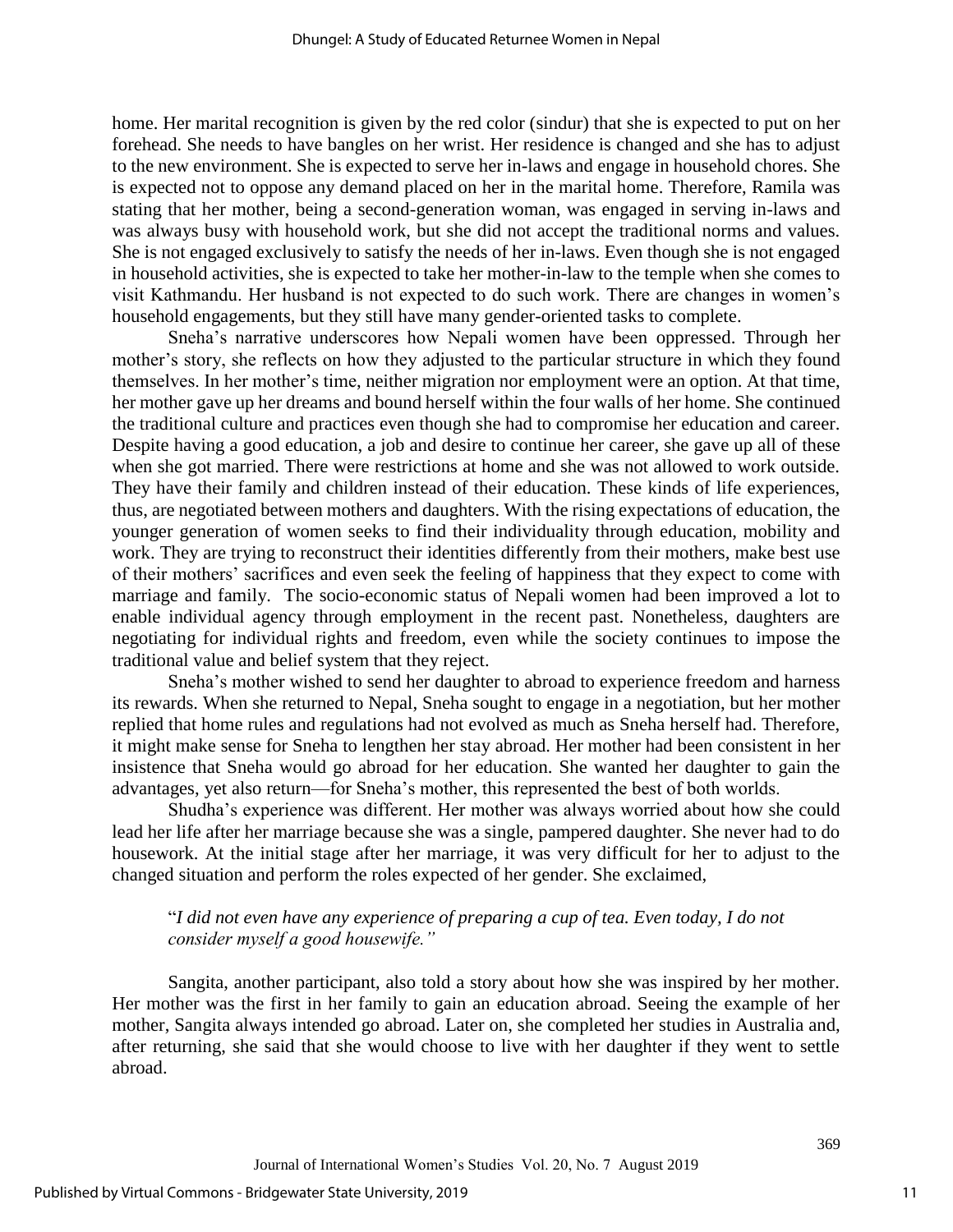home. Her marital recognition is given by the red color (sindur) that she is expected to put on her forehead. She needs to have bangles on her wrist. Her residence is changed and she has to adjust to the new environment. She is expected to serve her in-laws and engage in household chores. She is expected not to oppose any demand placed on her in the marital home. Therefore, Ramila was stating that her mother, being a second-generation woman, was engaged in serving in-laws and was always busy with household work, but she did not accept the traditional norms and values. She is not engaged exclusively to satisfy the needs of her in-laws. Even though she is not engaged in household activities, she is expected to take her mother-in-law to the temple when she comes to visit Kathmandu. Her husband is not expected to do such work. There are changes in women's household engagements, but they still have many gender-oriented tasks to complete.

Sneha's narrative underscores how Nepali women have been oppressed. Through her mother's story, she reflects on how they adjusted to the particular structure in which they found themselves. In her mother's time, neither migration nor employment were an option. At that time, her mother gave up her dreams and bound herself within the four walls of her home. She continued the traditional culture and practices even though she had to compromise her education and career. Despite having a good education, a job and desire to continue her career, she gave up all of these when she got married. There were restrictions at home and she was not allowed to work outside. They have their family and children instead of their education. These kinds of life experiences, thus, are negotiated between mothers and daughters. With the rising expectations of education, the younger generation of women seeks to find their individuality through education, mobility and work. They are trying to reconstruct their identities differently from their mothers, make best use of their mothers' sacrifices and even seek the feeling of happiness that they expect to come with marriage and family. The socio-economic status of Nepali women had been improved a lot to enable individual agency through employment in the recent past. Nonetheless, daughters are negotiating for individual rights and freedom, even while the society continues to impose the traditional value and belief system that they reject.

Sneha's mother wished to send her daughter to abroad to experience freedom and harness its rewards. When she returned to Nepal, Sneha sought to engage in a negotiation, but her mother replied that home rules and regulations had not evolved as much as Sneha herself had. Therefore, it might make sense for Sneha to lengthen her stay abroad. Her mother had been consistent in her insistence that Sneha would go abroad for her education. She wanted her daughter to gain the advantages, yet also return—for Sneha's mother, this represented the best of both worlds.

Shudha's experience was different. Her mother was always worried about how she could lead her life after her marriage because she was a single, pampered daughter. She never had to do housework. At the initial stage after her marriage, it was very difficult for her to adjust to the changed situation and perform the roles expected of her gender. She exclaimed,

> "*I did not even have any experience of preparing a cup of tea. Even today, I do not consider myself a good housewife.*"

Sangita, another participant, also told a story about how she was inspired by her mother. Her mother was the first in her family to gain an education abroad. Seeing the example of her mother, Sangita always intended go abroad. Later on, she completed her studies in Australia and, after returning, she said that she would choose to live with her daughter if they went to settle abroad.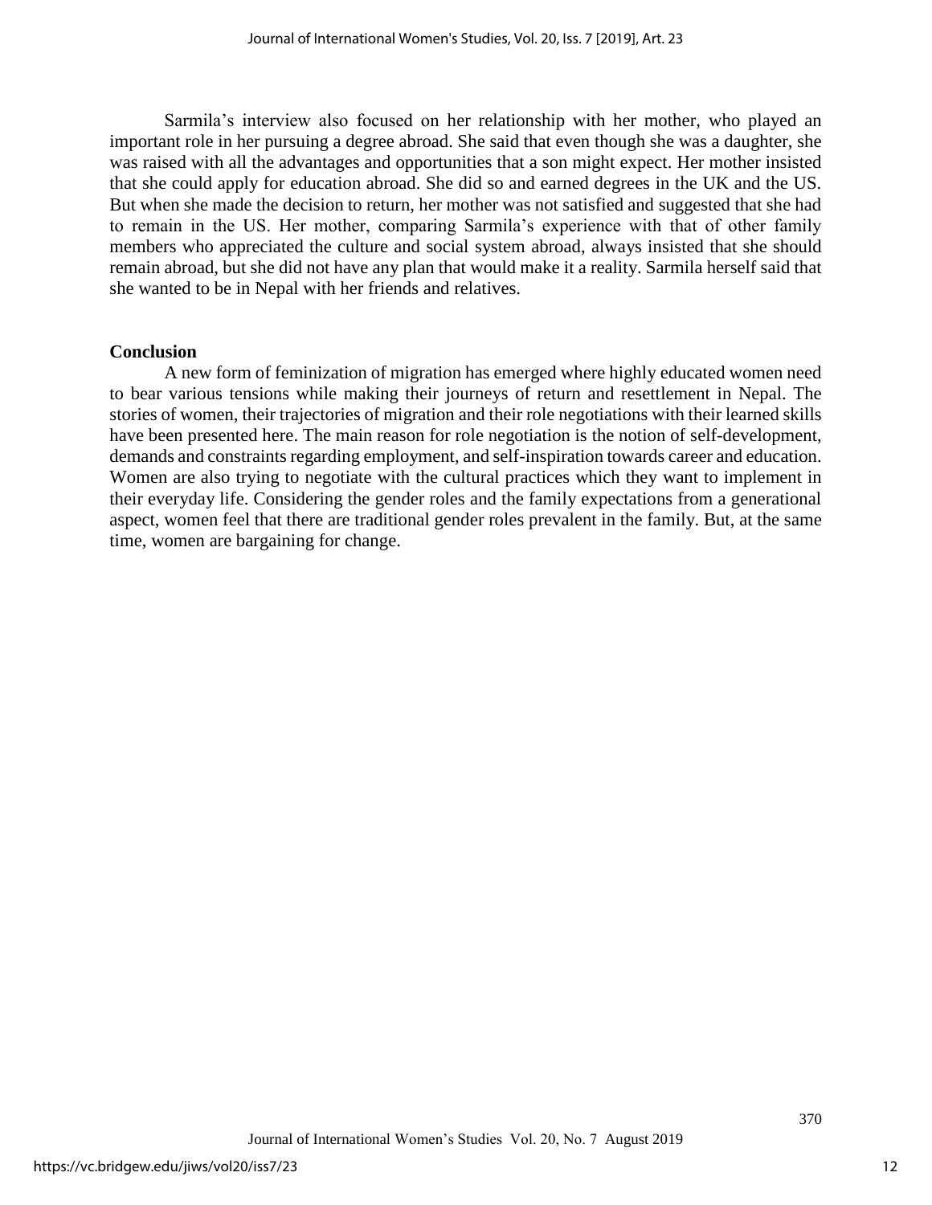Sarmila's interview also focused on her relationship with her mother, who played an important role in her pursuing a degree abroad. She said that even though she was a daughter, she was raised with all the advantages and opportunities that a son might expect. Her mother insisted that she could apply for education abroad. She did so and earned degrees in the UK and the US. But when she made the decision to return, her mother was not satisfied and suggested that she had to remain in the US. Her mother, comparing Sarmila's experience with that of other family members who appreciated the culture and social system abroad, always insisted that she should remain abroad, but she did not have any plan that would make it a reality. Sarmila herself said that she wanted to be in Nepal with her friends and relatives.

## Conclusion

A new form of feminization of migration has emerged where highly educated women need to bear various tensions while making their journeys of return and resettlement in Nepal. The stories of women, their trajectories of migration and their role negotiations with their learned skills have been presented here. The main reason for role negotiation is the notion of self-development, demands and constraints regarding employment, and self-inspiration towards career and education. Women are also trying to negotiate with the cultural practices which they want to implement in their everyday life. Considering the gender roles and the family expectations from a generational aspect, women feel that there are traditional gender roles prevalent in the family. But, at the same time, women are bargaining for change.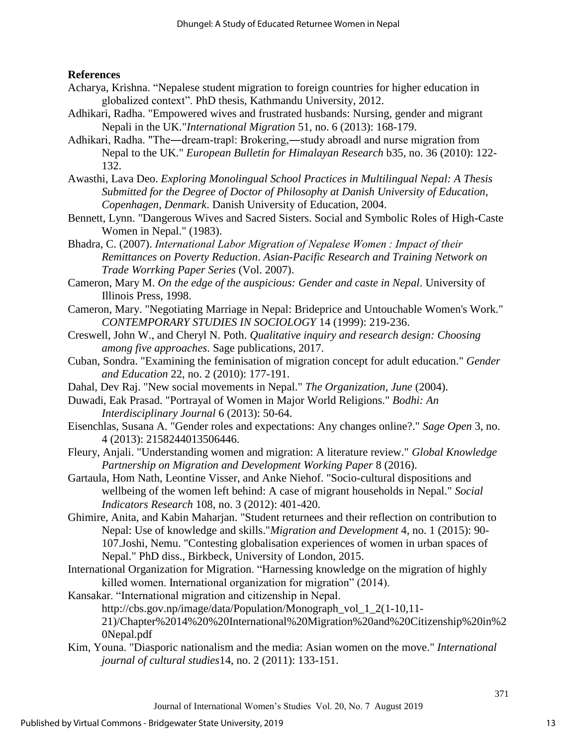## References

Acharya, Krishna. "Nepalese student migration to foreign countries for higher education in globalized context". PhD thesis, Kathmandu University, 2012.

Adhikari, Radha. "Empowered wives and frustrated husbands: Nursing, gender and migrant Nepali in the UK."*International Migration* 51, no. 6 (2013): 168-179.

Adhikari, Radha. "The―dream-trap‖: Brokering,―study abroad‖ and nurse migration from Nepal to the UK." *European Bulletin for Himalayan Research* b35, no. 36 (2010): 122-132.

Awasthi, Lava Deo. *Exploring Monolingual School Practices in Multilingual Nepal: A Thesis Submitted for the Degree of Doctor of Philosophy at Danish University of Education, Copenhagen, Denmark*. Danish University of Education, 2004.

Bennett, Lynn. "Dangerous Wives and Sacred Sisters. Social and Symbolic Roles of High-Caste Women in Nepal." (1983).

Bhadra, C. (2007). *International Labor Migration of Nepalese Women : Impact of their Remittances on Poverty Reduction*. *Asian-Pacific Research and Training Network on Trade Worrking Paper Series* (Vol. 2007).

Cameron, Mary M. *On the edge of the auspicious: Gender and caste in Nepal*. University of Illinois Press, 1998.

Cameron, Mary. "Negotiating Marriage in Nepal: Brideprice and Untouchable Women's Work." *CONTEMPORARY STUDIES IN SOCIOLOGY* 14 (1999): 219-236.

Creswell, John W., and Cheryl N. Poth. *Qualitative inquiry and research design: Choosing among five approaches*. Sage publications, 2017.

Cuban, Sondra. "Examining the feminisation of migration concept for adult education." *Gender and Education* 22, no. 2 (2010): 177-191.

Dahal, Dev Raj. "New social movements in Nepal." *The Organization, June* (2004).

Duwadi, Eak Prasad. "Portrayal of Women in Major World Religions." *Bodhi: An Interdisciplinary Journal* 6 (2013): 50-64.

Eisenchlas, Susana A. "Gender roles and expectations: Any changes online?." *Sage Open* 3, no. 4 (2013): 2158244013506446.

Fleury, Anjali. "Understanding women and migration: A literature review." *Global Knowledge Partnership on Migration and Development Working Paper* 8 (2016).

Gartaula, Hom Nath, Leontine Visser, and Anke Niehof. "Socio-cultural dispositions and wellbeing of the women left behind: A case of migrant households in Nepal." *Social Indicators Research* 108, no. 3 (2012): 401-420.

Ghimire, Anita, and Kabin Maharjan. "Student returnees and their reflection on contribution to Nepal: Use of knowledge and skills."*Migration and Development* 4, no. 1 (2015): 90-107.Joshi, Nemu. "Contesting globalisation experiences of women in urban spaces of Nepal." PhD diss., Birkbeck, University of London, 2015.

International Organization for Migration. "Harnessing knowledge on the migration of highly killed women. International organization for migration" (2014).

Kansakar. "International migration and citizenship in Nepal. http://cbs.gov.np/image/data/Population/Monograph_vol_1_2(1-10,11-21)/Chapter%2014%20%20International%20Migration%20and%20Citizenship%20in%20Nepal.pdf

Kim, Youna. "Diasporic nationalism and the media: Asian women on the move." *International journal of cultural studies*14, no. 2 (2011): 133-151.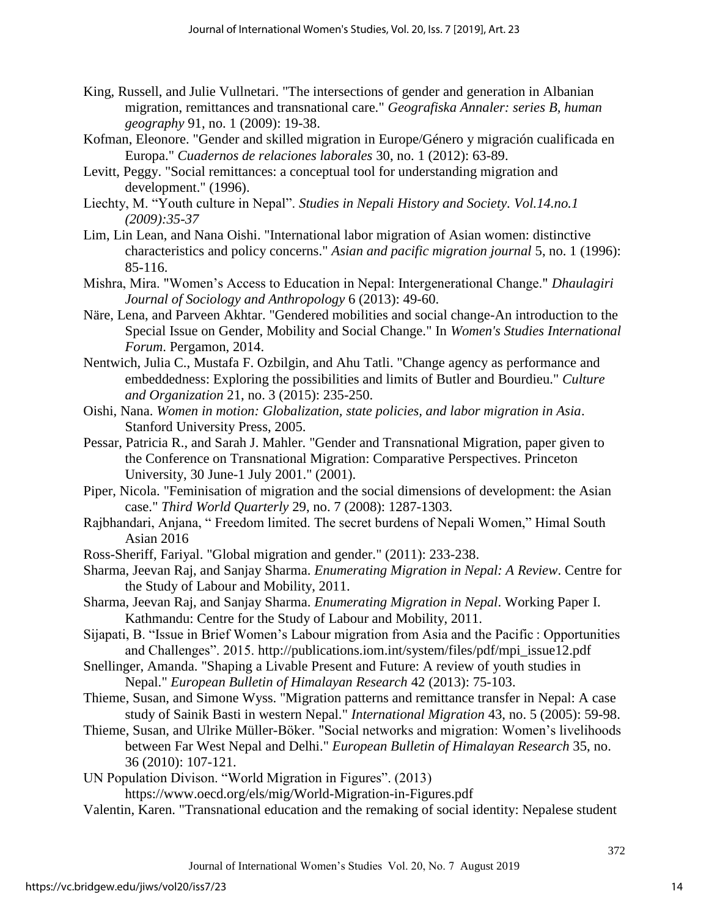King, Russell, and Julie Vullnetari. "The intersections of gender and generation in Albanian migration, remittances and transnational care." *Geografiska Annaler: series B, human geography* 91, no. 1 (2009): 19-38.

Kofman, Eleonore. "Gender and skilled migration in Europe/Género y migración cualificada en Europa." *Cuadernos de relaciones laborales* 30, no. 1 (2012): 63-89.

Levitt, Peggy. "Social remittances: a conceptual tool for understanding migration and development." (1996).

Liechty, M. "Youth culture in Nepal". *Studies in Nepali History and Society. Vol.14.no.1 (2009):35-37*

Lim, Lin Lean, and Nana Oishi. "International labor migration of Asian women: distinctive characteristics and policy concerns." *Asian and pacific migration journal* 5, no. 1 (1996): 85-116.

Mishra, Mira. "Women's Access to Education in Nepal: Intergenerational Change." *Dhaulagiri Journal of Sociology and Anthropology* 6 (2013): 49-60.

Näre, Lena, and Parveen Akhtar. "Gendered mobilities and social change-An introduction to the Special Issue on Gender, Mobility and Social Change." In *Women's Studies International Forum*. Pergamon, 2014.

Nentwich, Julia C., Mustafa F. Ozbilgin, and Ahu Tatli. "Change agency as performance and embeddedness: Exploring the possibilities and limits of Butler and Bourdieu." *Culture and Organization* 21, no. 3 (2015): 235-250.

Oishi, Nana. *Women in motion: Globalization, state policies, and labor migration in Asia*. Stanford University Press, 2005.

Pessar, Patricia R., and Sarah J. Mahler. "Gender and Transnational Migration, paper given to the Conference on Transnational Migration: Comparative Perspectives. Princeton University, 30 June-1 July 2001." (2001).

Piper, Nicola. "Feminisation of migration and the social dimensions of development: the Asian case." *Third World Quarterly* 29, no. 7 (2008): 1287-1303.

Rajbhandari, Anjana, " Freedom limited. The secret burdens of Nepali Women," Himal South Asian 2016

Ross-Sheriff, Fariyal. "Global migration and gender." (2011): 233-238.

Sharma, Jeevan Raj, and Sanjay Sharma. *Enumerating Migration in Nepal: A Review*. Centre for the Study of Labour and Mobility, 2011.

Sharma, Jeevan Raj, and Sanjay Sharma. *Enumerating Migration in Nepal*. Working Paper I. Kathmandu: Centre for the Study of Labour and Mobility, 2011.

Sijapati, B. "Issue in Brief Women's Labour migration from Asia and the Pacific : Opportunities and Challenges". 2015. http://publications.iom.int/system/files/pdf/mpi_issue12.pdf

Snellinger, Amanda. "Shaping a Livable Present and Future: A review of youth studies in Nepal." *European Bulletin of Himalayan Research* 42 (2013): 75-103.

Thieme, Susan, and Simone Wyss. "Migration patterns and remittance transfer in Nepal: A case study of Sainik Basti in western Nepal." *International Migration* 43, no. 5 (2005): 59-98.

Thieme, Susan, and Ulrike Müller-Böker. "Social networks and migration: Women's livelihoods between Far West Nepal and Delhi." *European Bulletin of Himalayan Research* 35, no. 36 (2010): 107-121.

UN Population Divison. "World Migration in Figures". (2013) https://www.oecd.org/els/mig/World-Migration-in-Figures.pdf

Valentin, Karen. "Transnational education and the remaking of social identity: Nepalese student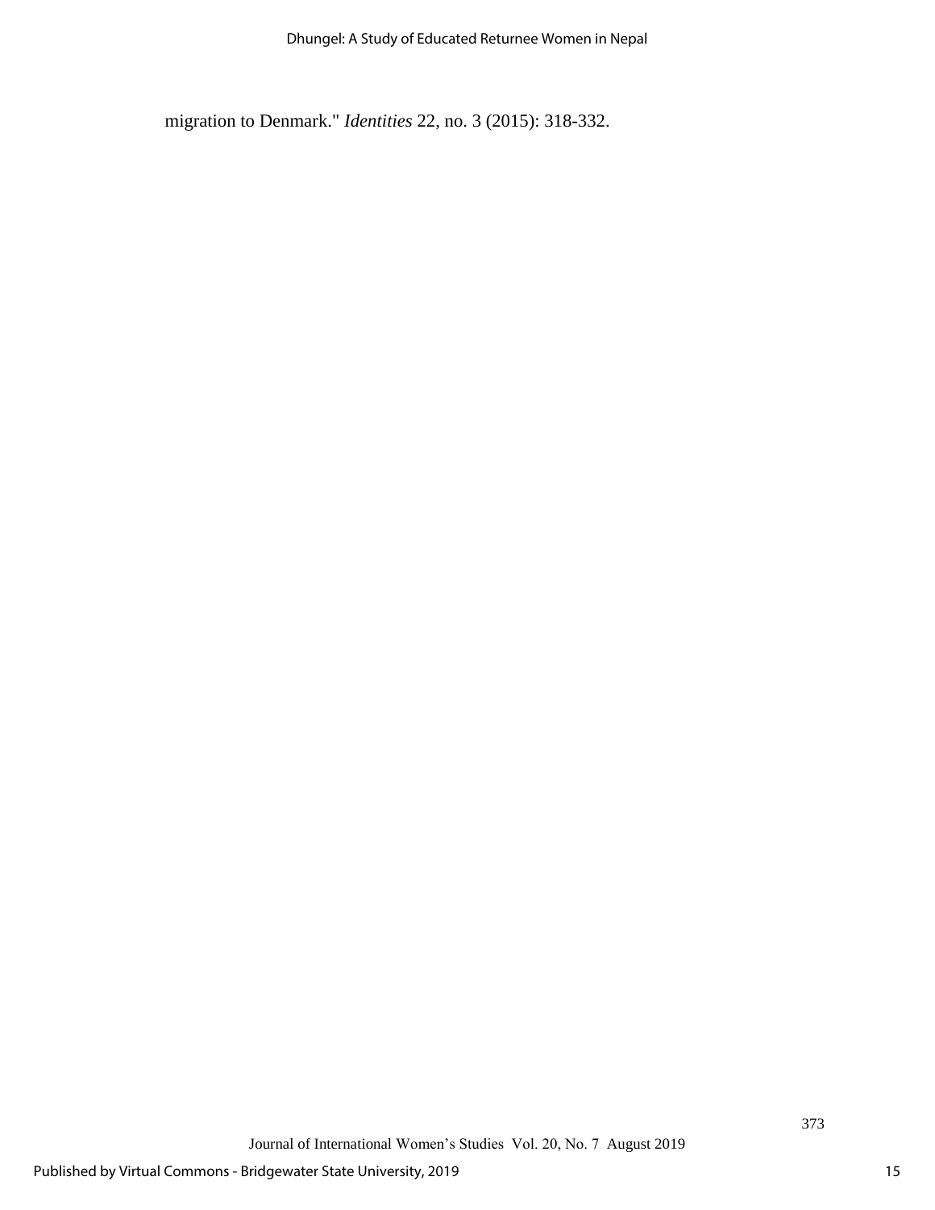migration to Denmark." *Identities* 22, no. 3 (2015): 318-332.